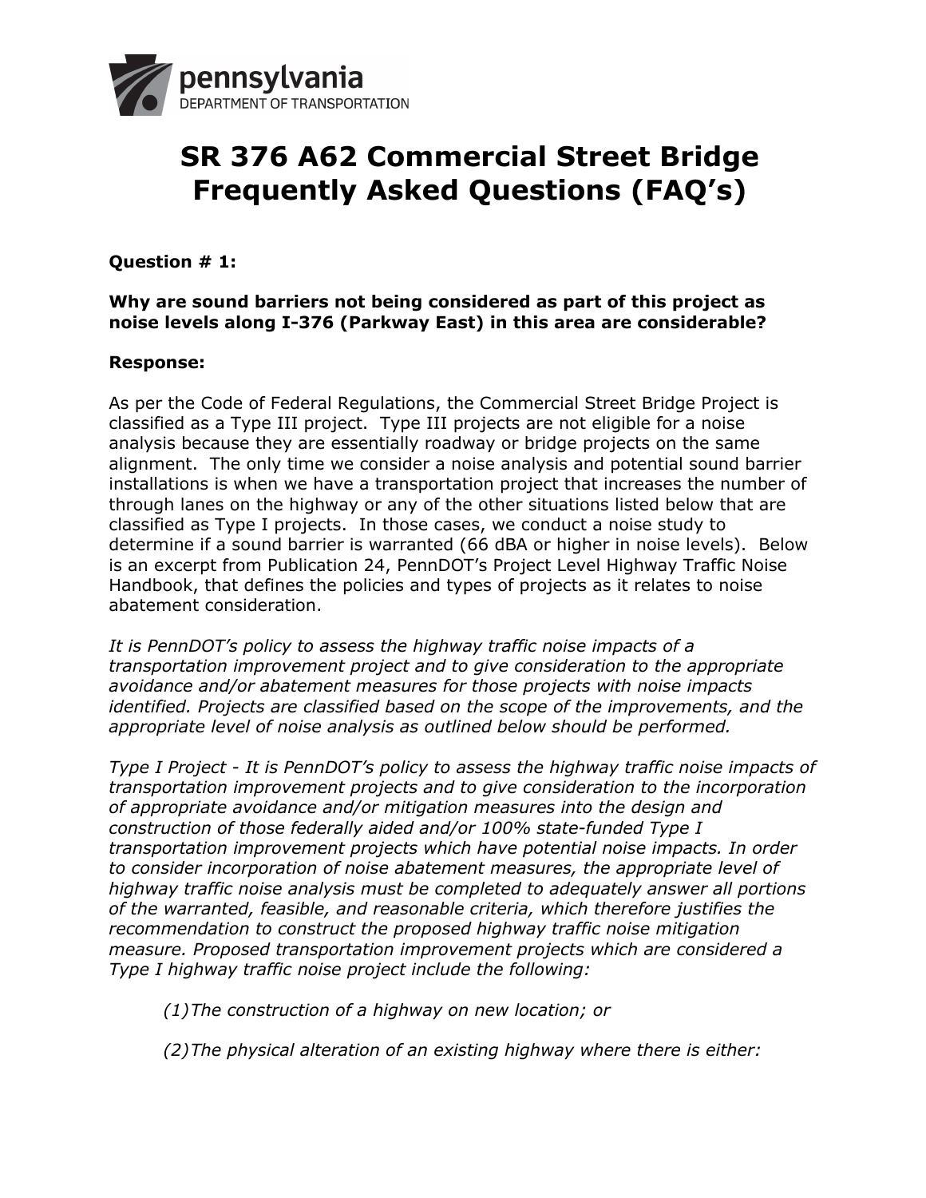pennsylvania
DEPARTMENT OF TRANSPORTATION

# SR 376 A62 Commercial Street Bridge Frequently Asked Questions (FAQ's)

**Question # 1:**

**Why are sound barriers not being considered as part of this project as noise levels along I-376 (Parkway East) in this area are considerable?**

**Response:**

As per the Code of Federal Regulations, the Commercial Street Bridge Project is classified as a Type III project. Type III projects are not eligible for a noise analysis because they are essentially roadway or bridge projects on the same alignment. The only time we consider a noise analysis and potential sound barrier installations is when we have a transportation project that increases the number of through lanes on the highway or any of the other situations listed below that are classified as Type I projects. In those cases, we conduct a noise study to determine if a sound barrier is warranted (66 dBA or higher in noise levels). Below is an excerpt from Publication 24, PennDOT's Project Level Highway Traffic Noise Handbook, that defines the policies and types of projects as it relates to noise abatement consideration.

*It is PennDOT's policy to assess the highway traffic noise impacts of a transportation improvement project and to give consideration to the appropriate avoidance and/or abatement measures for those projects with noise impacts identified. Projects are classified based on the scope of the improvements, and the appropriate level of noise analysis as outlined below should be performed.*

*Type I Project - It is PennDOT's policy to assess the highway traffic noise impacts of transportation improvement projects and to give consideration to the incorporation of appropriate avoidance and/or mitigation measures into the design and construction of those federally aided and/or 100% state-funded Type I transportation improvement projects which have potential noise impacts. In order to consider incorporation of noise abatement measures, the appropriate level of highway traffic noise analysis must be completed to adequately answer all portions of the warranted, feasible, and reasonable criteria, which therefore justifies the recommendation to construct the proposed highway traffic noise mitigation measure. Proposed transportation improvement projects which are considered a Type I highway traffic noise project include the following:*

> *(1)The construction of a highway on new location; or*
>
> *(2)The physical alteration of an existing highway where there is either:*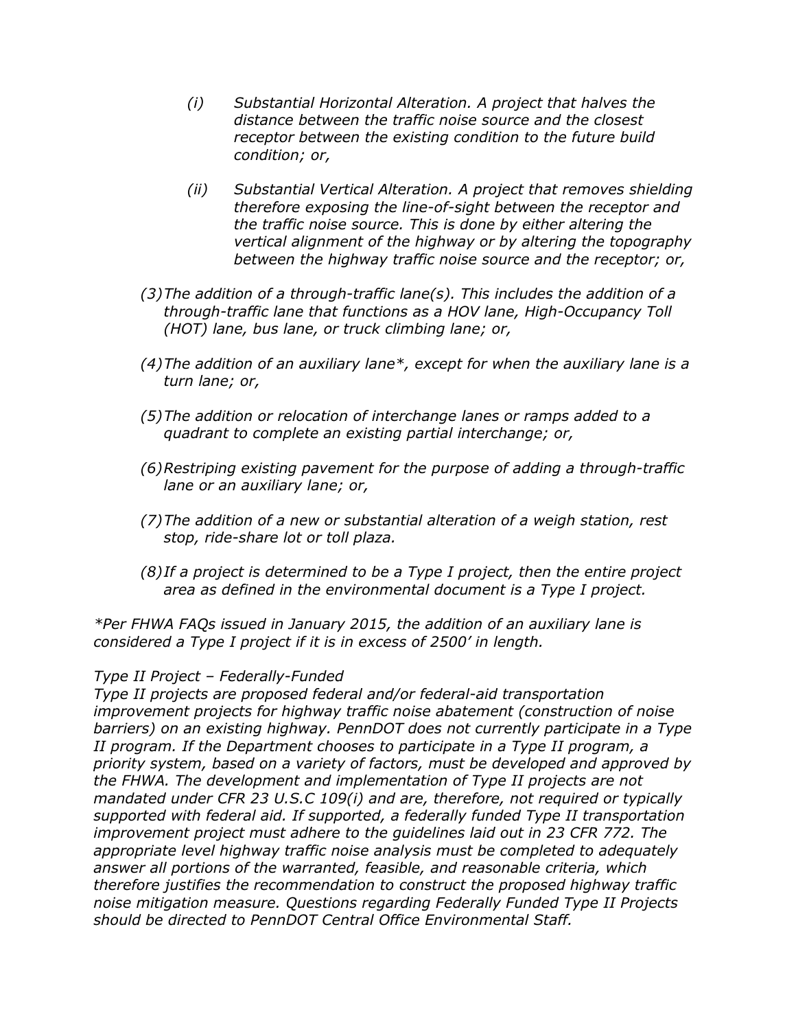*(i) Substantial Horizontal Alteration. A project that halves the distance between the traffic noise source and the closest receptor between the existing condition to the future build condition; or,*

*(ii) Substantial Vertical Alteration. A project that removes shielding therefore exposing the line-of-sight between the receptor and the traffic noise source. This is done by either altering the vertical alignment of the highway or by altering the topography between the highway traffic noise source and the receptor; or,*

*(3) The addition of a through-traffic lane(s). This includes the addition of a through-traffic lane that functions as a HOV lane, High-Occupancy Toll (HOT) lane, bus lane, or truck climbing lane; or,*

*(4) The addition of an auxiliary lane*, except for when the auxiliary lane is a turn lane; or,*

*(5) The addition or relocation of interchange lanes or ramps added to a quadrant to complete an existing partial interchange; or,*

*(6) Restriping existing pavement for the purpose of adding a through-traffic lane or an auxiliary lane; or,*

*(7) The addition of a new or substantial alteration of a weigh station, rest stop, ride-share lot or toll plaza.*

*(8) If a project is determined to be a Type I project, then the entire project area as defined in the environmental document is a Type I project.*

**Per FHWA FAQs issued in January 2015, the addition of an auxiliary lane is considered a Type I project if it is in excess of 2500' in length.*

*Type II Project – Federally-Funded*
*Type II projects are proposed federal and/or federal-aid transportation improvement projects for highway traffic noise abatement (construction of noise barriers) on an existing highway. PennDOT does not currently participate in a Type II program. If the Department chooses to participate in a Type II program, a priority system, based on a variety of factors, must be developed and approved by the FHWA. The development and implementation of Type II projects are not mandated under CFR 23 U.S.C 109(i) and are, therefore, not required or typically supported with federal aid. If supported, a federally funded Type II transportation improvement project must adhere to the guidelines laid out in 23 CFR 772. The appropriate level highway traffic noise analysis must be completed to adequately answer all portions of the warranted, feasible, and reasonable criteria, which therefore justifies the recommendation to construct the proposed highway traffic noise mitigation measure. Questions regarding Federally Funded Type II Projects should be directed to PennDOT Central Office Environmental Staff.*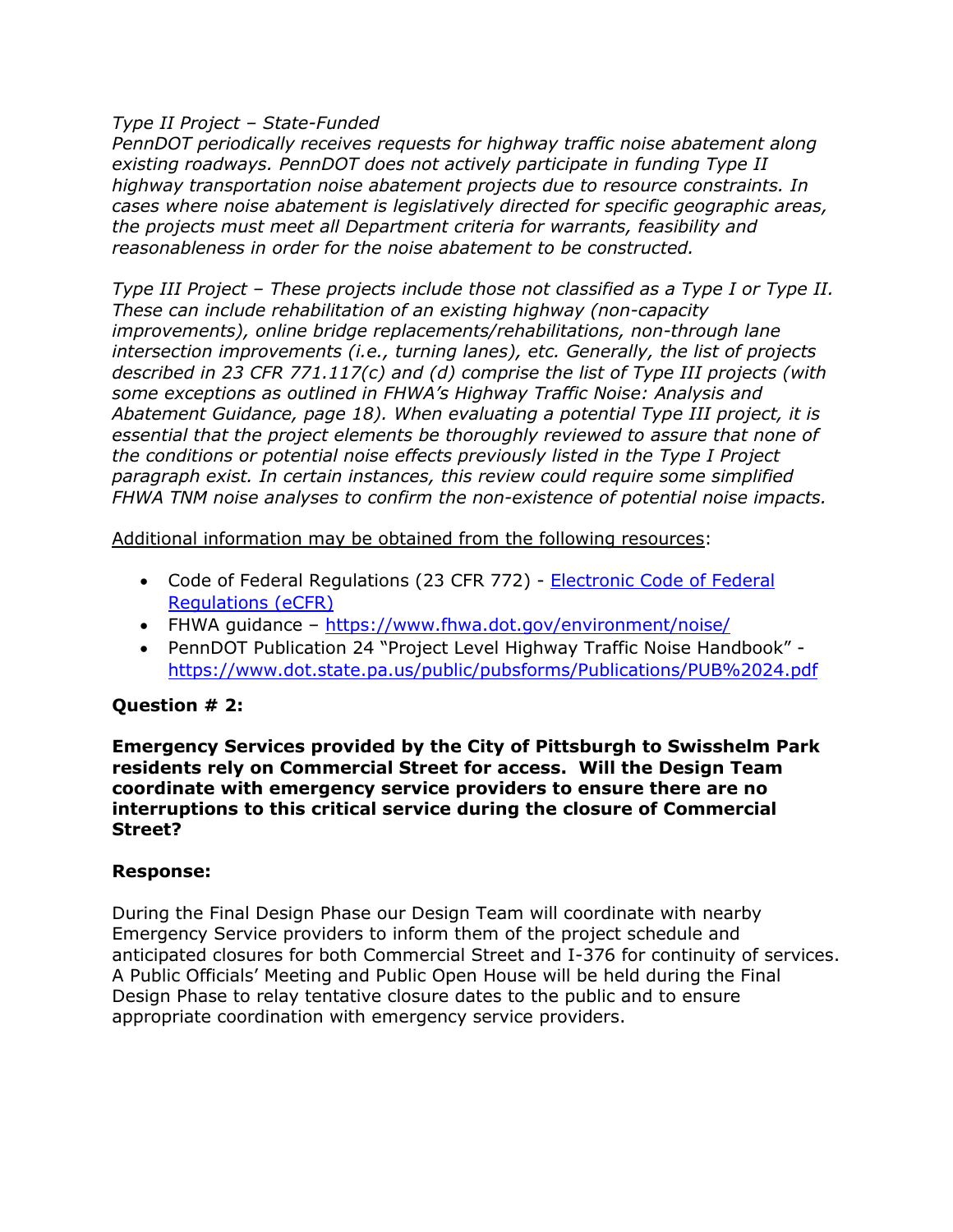*Type II Project – State-Funded*
*PennDOT periodically receives requests for highway traffic noise abatement along existing roadways. PennDOT does not actively participate in funding Type II highway transportation noise abatement projects due to resource constraints. In cases where noise abatement is legislatively directed for specific geographic areas, the projects must meet all Department criteria for warrants, feasibility and reasonableness in order for the noise abatement to be constructed.*

*Type III Project – These projects include those not classified as a Type I or Type II. These can include rehabilitation of an existing highway (non-capacity improvements), online bridge replacements/rehabilitations, non-through lane intersection improvements (i.e., turning lanes), etc. Generally, the list of projects described in 23 CFR 771.117(c) and (d) comprise the list of Type III projects (with some exceptions as outlined in FHWA's Highway Traffic Noise: Analysis and Abatement Guidance, page 18). When evaluating a potential Type III project, it is essential that the project elements be thoroughly reviewed to assure that none of the conditions or potential noise effects previously listed in the Type I Project paragraph exist. In certain instances, this review could require some simplified FHWA TNM noise analyses to confirm the non-existence of potential noise impacts.*

Additional information may be obtained from the following resources:

- Code of Federal Regulations (23 CFR 772) - Electronic Code of Federal Regulations (eCFR)
- FHWA guidance – https://www.fhwa.dot.gov/environment/noise/
- PennDOT Publication 24 "Project Level Highway Traffic Noise Handbook" - https://www.dot.state.pa.us/public/pubsforms/Publications/PUB%2024.pdf

**Question # 2:**

**Emergency Services provided by the City of Pittsburgh to Swisshelm Park residents rely on Commercial Street for access. Will the Design Team coordinate with emergency service providers to ensure there are no interruptions to this critical service during the closure of Commercial Street?**

**Response:**

During the Final Design Phase our Design Team will coordinate with nearby Emergency Service providers to inform them of the project schedule and anticipated closures for both Commercial Street and I-376 for continuity of services. A Public Officials' Meeting and Public Open House will be held during the Final Design Phase to relay tentative closure dates to the public and to ensure appropriate coordination with emergency service providers.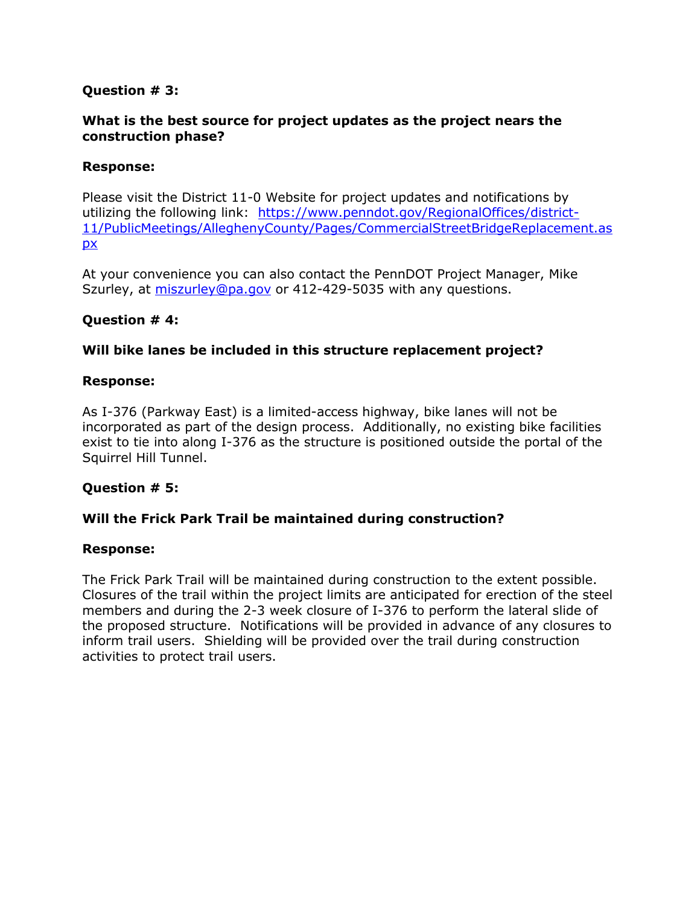**Question # 3:**

**What is the best source for project updates as the project nears the construction phase?**

**Response:**

Please visit the District 11-0 Website for project updates and notifications by utilizing the following link: [https://www.penndot.gov/RegionalOffices/district-11/PublicMeetings/AlleghenyCounty/Pages/CommercialStreetBridgeReplacement.aspx](https://www.penndot.gov/RegionalOffices/district-11/PublicMeetings/AlleghenyCounty/Pages/CommercialStreetBridgeReplacement.aspx)

At your convenience you can also contact the PennDOT Project Manager, Mike Szurley, at [miszurley@pa.gov](mailto:miszurley@pa.gov) or 412-429-5035 with any questions.

**Question # 4:**

**Will bike lanes be included in this structure replacement project?**

**Response:**

As I-376 (Parkway East) is a limited-access highway, bike lanes will not be incorporated as part of the design process. Additionally, no existing bike facilities exist to tie into along I-376 as the structure is positioned outside the portal of the Squirrel Hill Tunnel.

**Question # 5:**

**Will the Frick Park Trail be maintained during construction?**

**Response:**

The Frick Park Trail will be maintained during construction to the extent possible. Closures of the trail within the project limits are anticipated for erection of the steel members and during the 2-3 week closure of I-376 to perform the lateral slide of the proposed structure. Notifications will be provided in advance of any closures to inform trail users. Shielding will be provided over the trail during construction activities to protect trail users.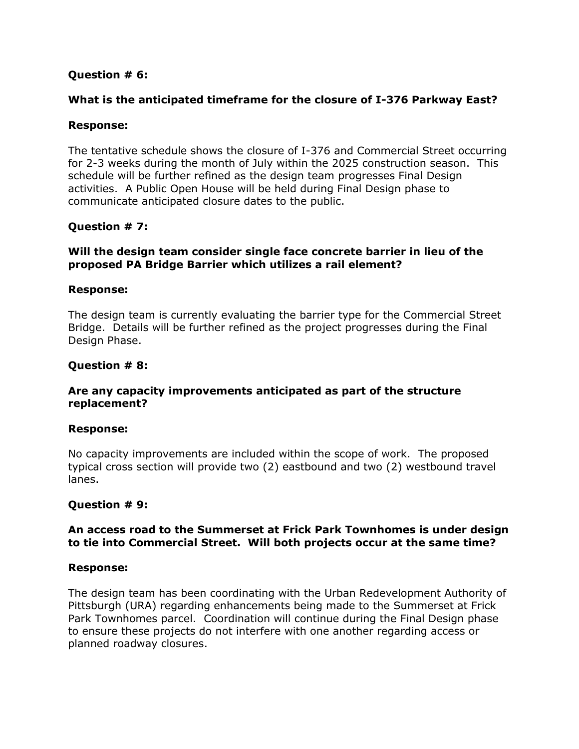**Question # 6:**

**What is the anticipated timeframe for the closure of I-376 Parkway East?**

**Response:**

The tentative schedule shows the closure of I-376 and Commercial Street occurring for 2-3 weeks during the month of July within the 2025 construction season. This schedule will be further refined as the design team progresses Final Design activities. A Public Open House will be held during Final Design phase to communicate anticipated closure dates to the public.

**Question # 7:**

**Will the design team consider single face concrete barrier in lieu of the proposed PA Bridge Barrier which utilizes a rail element?**

**Response:**

The design team is currently evaluating the barrier type for the Commercial Street Bridge. Details will be further refined as the project progresses during the Final Design Phase.

**Question # 8:**

**Are any capacity improvements anticipated as part of the structure replacement?**

**Response:**

No capacity improvements are included within the scope of work. The proposed typical cross section will provide two (2) eastbound and two (2) westbound travel lanes.

**Question # 9:**

**An access road to the Summerset at Frick Park Townhomes is under design to tie into Commercial Street. Will both projects occur at the same time?**

**Response:**

The design team has been coordinating with the Urban Redevelopment Authority of Pittsburgh (URA) regarding enhancements being made to the Summerset at Frick Park Townhomes parcel. Coordination will continue during the Final Design phase to ensure these projects do not interfere with one another regarding access or planned roadway closures.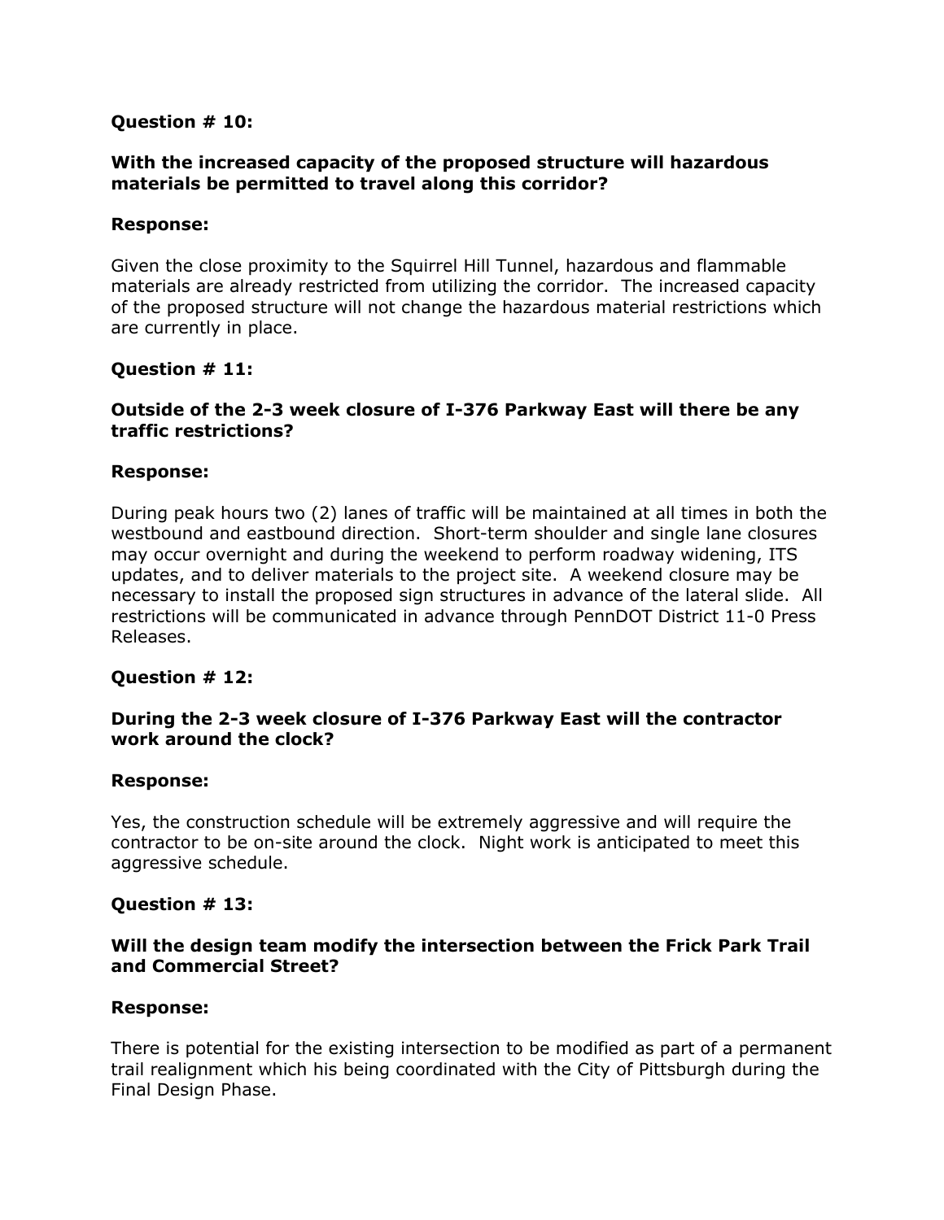**Question # 10:**

**With the increased capacity of the proposed structure will hazardous materials be permitted to travel along this corridor?**

**Response:**

Given the close proximity to the Squirrel Hill Tunnel, hazardous and flammable materials are already restricted from utilizing the corridor. The increased capacity of the proposed structure will not change the hazardous material restrictions which are currently in place.

**Question # 11:**

**Outside of the 2-3 week closure of I-376 Parkway East will there be any traffic restrictions?**

**Response:**

During peak hours two (2) lanes of traffic will be maintained at all times in both the westbound and eastbound direction. Short-term shoulder and single lane closures may occur overnight and during the weekend to perform roadway widening, ITS updates, and to deliver materials to the project site. A weekend closure may be necessary to install the proposed sign structures in advance of the lateral slide. All restrictions will be communicated in advance through PennDOT District 11-0 Press Releases.

**Question # 12:**

**During the 2-3 week closure of I-376 Parkway East will the contractor work around the clock?**

**Response:**

Yes, the construction schedule will be extremely aggressive and will require the contractor to be on-site around the clock. Night work is anticipated to meet this aggressive schedule.

**Question # 13:**

**Will the design team modify the intersection between the Frick Park Trail and Commercial Street?**

**Response:**

There is potential for the existing intersection to be modified as part of a permanent trail realignment which his being coordinated with the City of Pittsburgh during the Final Design Phase.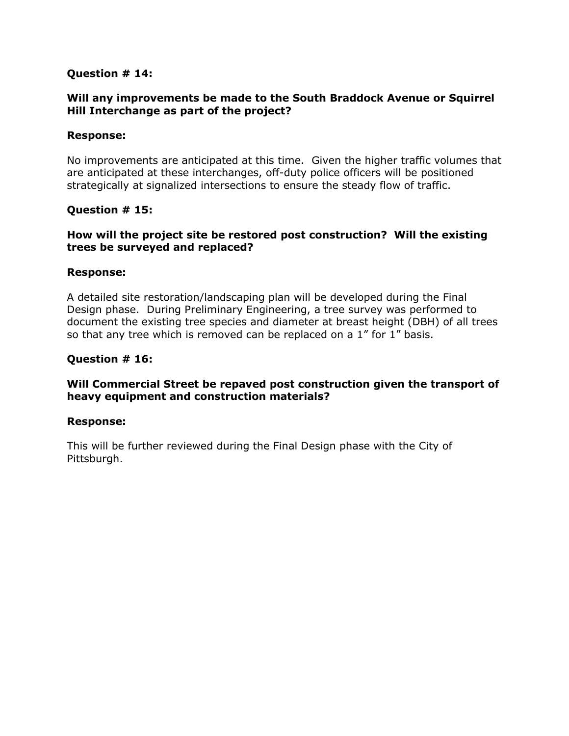**Question # 14:**

**Will any improvements be made to the South Braddock Avenue or Squirrel Hill Interchange as part of the project?**

**Response:**

No improvements are anticipated at this time. Given the higher traffic volumes that are anticipated at these interchanges, off-duty police officers will be positioned strategically at signalized intersections to ensure the steady flow of traffic.

**Question # 15:**

**How will the project site be restored post construction? Will the existing trees be surveyed and replaced?**

**Response:**

A detailed site restoration/landscaping plan will be developed during the Final Design phase. During Preliminary Engineering, a tree survey was performed to document the existing tree species and diameter at breast height (DBH) of all trees so that any tree which is removed can be replaced on a 1" for 1" basis.

**Question # 16:**

**Will Commercial Street be repaved post construction given the transport of heavy equipment and construction materials?**

**Response:**

This will be further reviewed during the Final Design phase with the City of Pittsburgh.